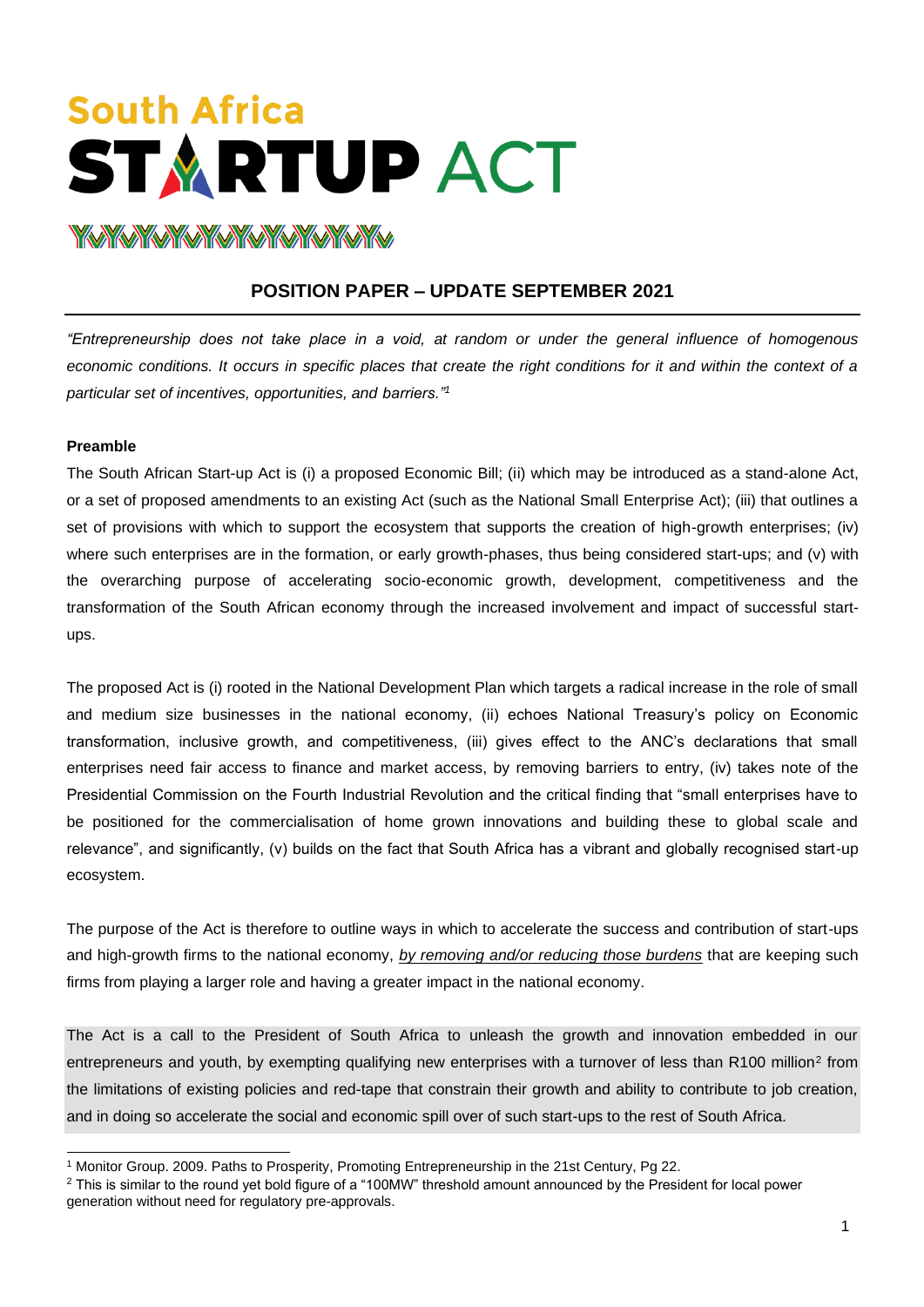# South Africa STARTUP ACT

## POSITION PAPER – UPDATE SEPTEMBER 2021

*"Entrepreneurship does not take place in a void, at random or under the general influence of homogenous economic conditions. It occurs in specific places that create the right conditions for it and within the context of a particular set of incentives, opportunities, and barriers."*[1]

**Preamble**

The South African Start-up Act is (i) a proposed Economic Bill; (ii) which may be introduced as a stand-alone Act, or a set of proposed amendments to an existing Act (such as the National Small Enterprise Act); (iii) that outlines a set of provisions with which to support the ecosystem that supports the creation of high-growth enterprises; (iv) where such enterprises are in the formation, or early growth-phases, thus being considered start-ups; and (v) with the overarching purpose of accelerating socio-economic growth, development, competitiveness and the transformation of the South African economy through the increased involvement and impact of successful start-ups.

The proposed Act is (i) rooted in the National Development Plan which targets a radical increase in the role of small and medium size businesses in the national economy, (ii) echoes National Treasury's policy on Economic transformation, inclusive growth, and competitiveness, (iii) gives effect to the ANC's declarations that small enterprises need fair access to finance and market access, by removing barriers to entry, (iv) takes note of the Presidential Commission on the Fourth Industrial Revolution and the critical finding that "small enterprises have to be positioned for the commercialisation of home grown innovations and building these to global scale and relevance", and significantly, (v) builds on the fact that South Africa has a vibrant and globally recognised start-up ecosystem.

The purpose of the Act is therefore to outline ways in which to accelerate the success and contribution of start-ups and high-growth firms to the national economy, by removing and/or reducing those burdens that are keeping such firms from playing a larger role and having a greater impact in the national economy.

The Act is a call to the President of South Africa to unleash the growth and innovation embedded in our entrepreneurs and youth, by exempting qualifying new enterprises with a turnover of less than R100 million[2] from the limitations of existing policies and red-tape that constrain their growth and ability to contribute to job creation, and in doing so accelerate the social and economic spill over of such start-ups to the rest of South Africa.

---

[1] Monitor Group. 2009. Paths to Prosperity, Promoting Entrepreneurship in the 21st Century, Pg 22.

[2] This is similar to the round yet bold figure of a "100MW" threshold amount announced by the President for local power generation without need for regulatory pre-approvals.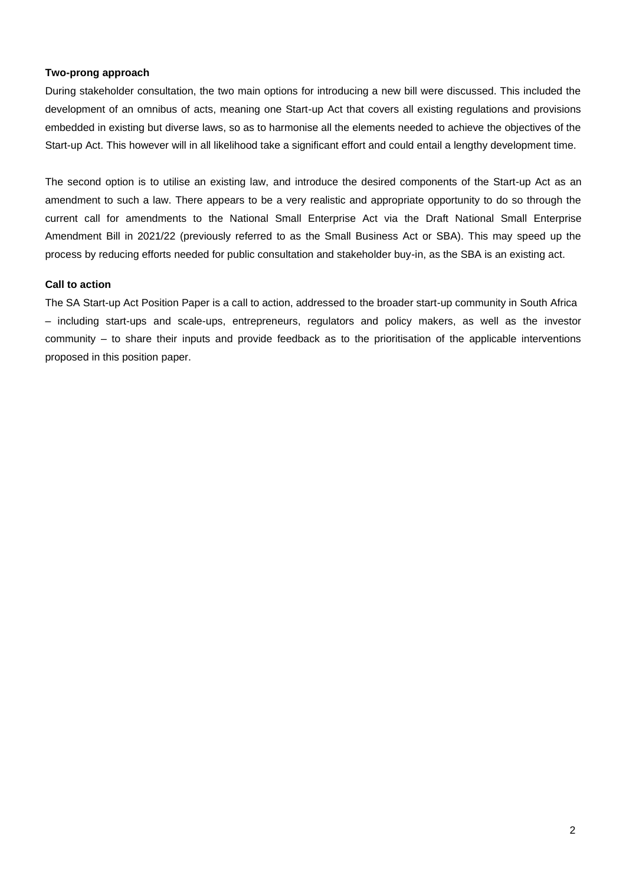**Two-prong approach**

During stakeholder consultation, the two main options for introducing a new bill were discussed. This included the development of an omnibus of acts, meaning one Start-up Act that covers all existing regulations and provisions embedded in existing but diverse laws, so as to harmonise all the elements needed to achieve the objectives of the Start-up Act. This however will in all likelihood take a significant effort and could entail a lengthy development time.

The second option is to utilise an existing law, and introduce the desired components of the Start-up Act as an amendment to such a law. There appears to be a very realistic and appropriate opportunity to do so through the current call for amendments to the National Small Enterprise Act via the Draft National Small Enterprise Amendment Bill in 2021/22 (previously referred to as the Small Business Act or SBA). This may speed up the process by reducing efforts needed for public consultation and stakeholder buy-in, as the SBA is an existing act.

**Call to action**

The SA Start-up Act Position Paper is a call to action, addressed to the broader start-up community in South Africa – including start-ups and scale-ups, entrepreneurs, regulators and policy makers, as well as the investor community – to share their inputs and provide feedback as to the prioritisation of the applicable interventions proposed in this position paper.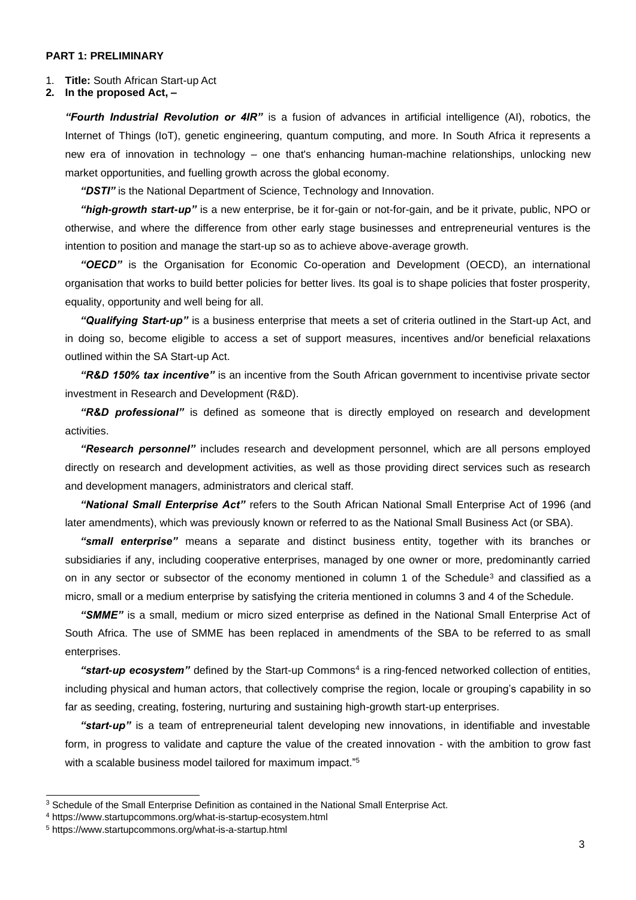**PART 1: PRELIMINARY**

1. **Title:** South African Start-up Act
2. **In the proposed Act, –**

***"Fourth Industrial Revolution or 4IR"*** is a fusion of advances in artificial intelligence (AI), robotics, the Internet of Things (IoT), genetic engineering, quantum computing, and more. In South Africa it represents a new era of innovation in technology – one that's enhancing human-machine relationships, unlocking new market opportunities, and fuelling growth across the global economy.

***"DSTI"*** is the National Department of Science, Technology and Innovation.

***"high-growth start-up"*** is a new enterprise, be it for-gain or not-for-gain, and be it private, public, NPO or otherwise, and where the difference from other early stage businesses and entrepreneurial ventures is the intention to position and manage the start-up so as to achieve above-average growth.

***"OECD"*** is the Organisation for Economic Co-operation and Development (OECD), an international organisation that works to build better policies for better lives. Its goal is to shape policies that foster prosperity, equality, opportunity and well being for all.

***"Qualifying Start-up"*** is a business enterprise that meets a set of criteria outlined in the Start-up Act, and in doing so, become eligible to access a set of support measures, incentives and/or beneficial relaxations outlined within the SA Start-up Act.

***"R&D 150% tax incentive"*** is an incentive from the South African government to incentivise private sector investment in Research and Development (R&D).

***"R&D professional"*** is defined as someone that is directly employed on research and development activities.

***"Research personnel"*** includes research and development personnel, which are all persons employed directly on research and development activities, as well as those providing direct services such as research and development managers, administrators and clerical staff.

***"National Small Enterprise Act"*** refers to the South African National Small Enterprise Act of 1996 (and later amendments), which was previously known or referred to as the National Small Business Act (or SBA).

***"small enterprise"*** means a separate and distinct business entity, together with its branches or subsidiaries if any, including cooperative enterprises, managed by one owner or more, predominantly carried on in any sector or subsector of the economy mentioned in column 1 of the Schedule[3] and classified as a micro, small or a medium enterprise by satisfying the criteria mentioned in columns 3 and 4 of the Schedule.

***"SMME"*** is a small, medium or micro sized enterprise as defined in the National Small Enterprise Act of South Africa. The use of SMME has been replaced in amendments of the SBA to be referred to as small enterprises.

***"start-up ecosystem"*** defined by the Start-up Commons[4] is a ring-fenced networked collection of entities, including physical and human actors, that collectively comprise the region, locale or grouping's capability in so far as seeding, creating, fostering, nurturing and sustaining high-growth start-up enterprises.

***"start-up"*** is a team of entrepreneurial talent developing new innovations, in identifiable and investable form, in progress to validate and capture the value of the created innovation - with the ambition to grow fast with a scalable business model tailored for maximum impact."[5]

---

[3] Schedule of the Small Enterprise Definition as contained in the National Small Enterprise Act.

[4] https://www.startupcommons.org/what-is-startup-ecosystem.html

[5] https://www.startupcommons.org/what-is-a-startup.html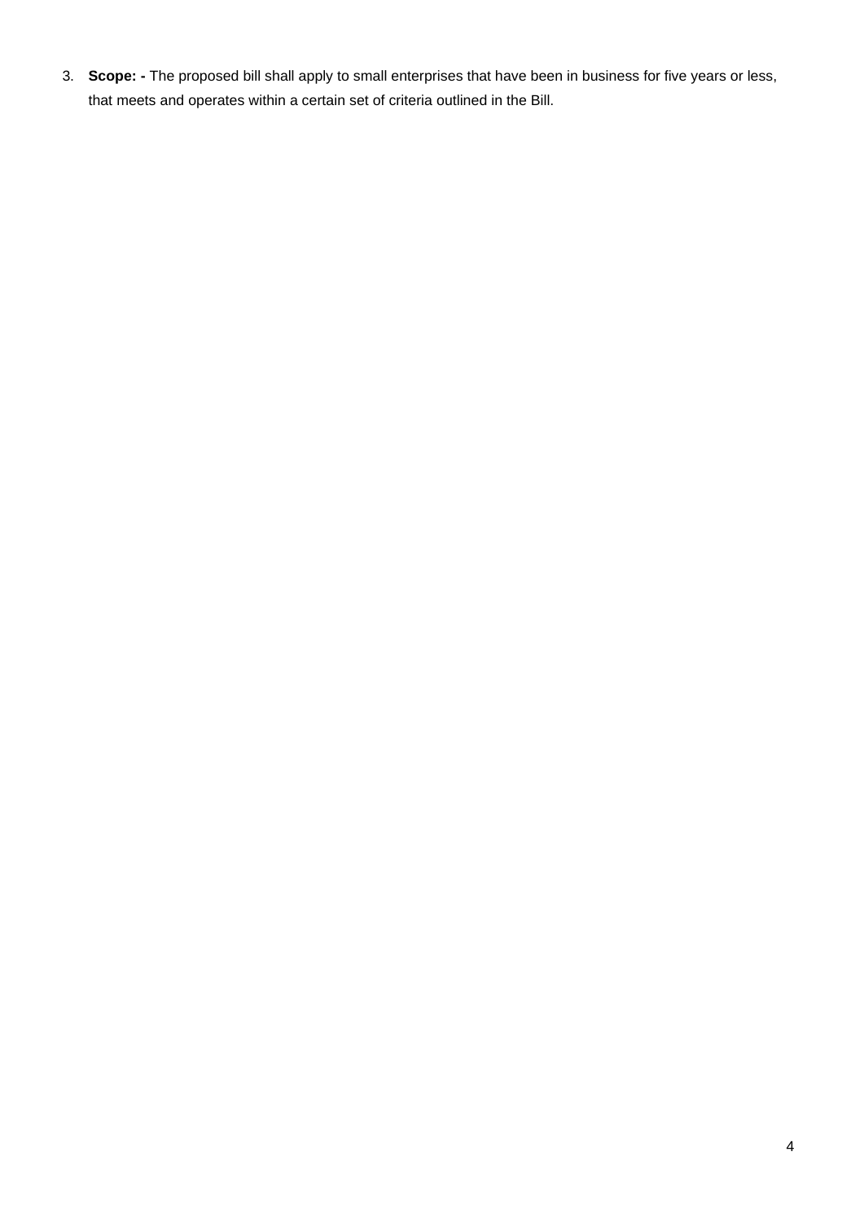3. **Scope: -** The proposed bill shall apply to small enterprises that have been in business for five years or less, that meets and operates within a certain set of criteria outlined in the Bill.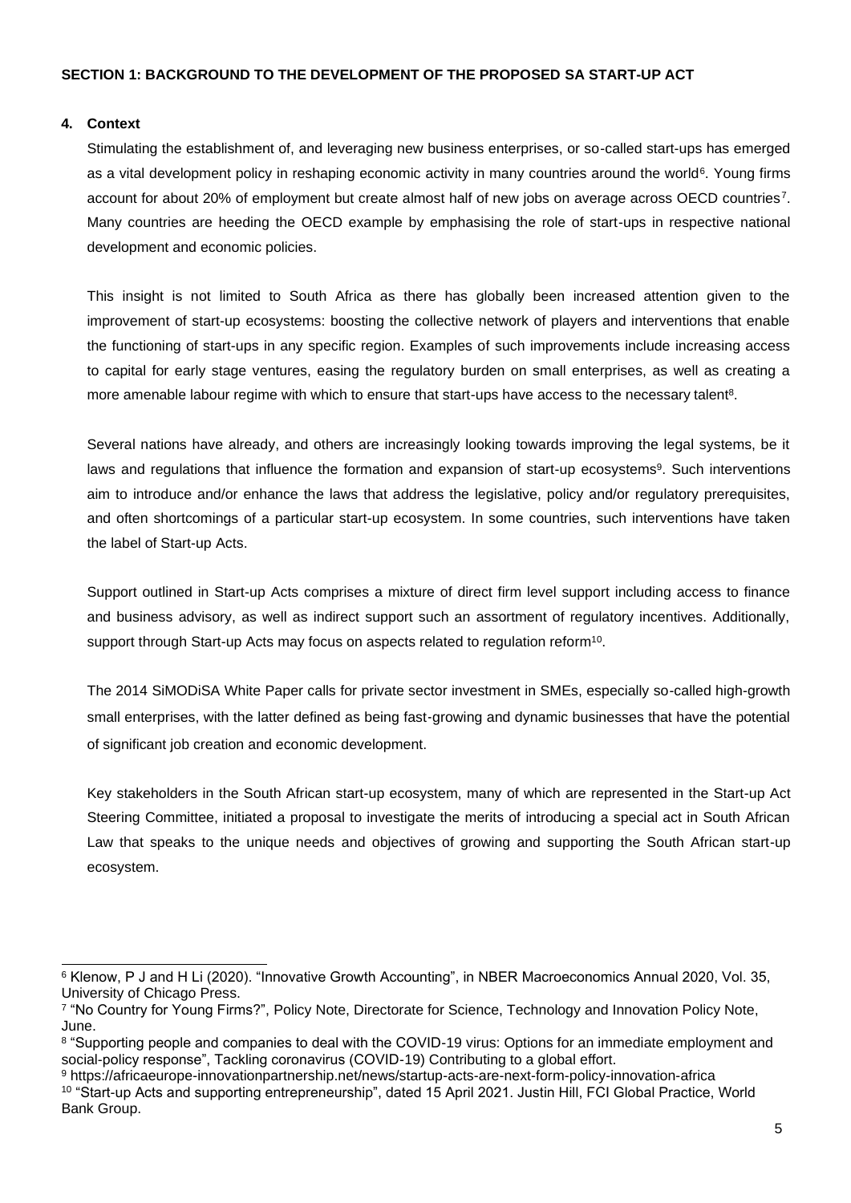## SECTION 1: BACKGROUND TO THE DEVELOPMENT OF THE PROPOSED SA START-UP ACT

### 4. Context

Stimulating the establishment of, and leveraging new business enterprises, or so-called start-ups has emerged as a vital development policy in reshaping economic activity in many countries around the world[6]. Young firms account for about 20% of employment but create almost half of new jobs on average across OECD countries[7]. Many countries are heeding the OECD example by emphasising the role of start-ups in respective national development and economic policies.

This insight is not limited to South Africa as there has globally been increased attention given to the improvement of start-up ecosystems: boosting the collective network of players and interventions that enable the functioning of start-ups in any specific region. Examples of such improvements include increasing access to capital for early stage ventures, easing the regulatory burden on small enterprises, as well as creating a more amenable labour regime with which to ensure that start-ups have access to the necessary talent[8].

Several nations have already, and others are increasingly looking towards improving the legal systems, be it laws and regulations that influence the formation and expansion of start-up ecosystems[9]. Such interventions aim to introduce and/or enhance the laws that address the legislative, policy and/or regulatory prerequisites, and often shortcomings of a particular start-up ecosystem. In some countries, such interventions have taken the label of Start-up Acts.

Support outlined in Start-up Acts comprises a mixture of direct firm level support including access to finance and business advisory, as well as indirect support such an assortment of regulatory incentives. Additionally, support through Start-up Acts may focus on aspects related to regulation reform[10].

The 2014 SiMODiSA White Paper calls for private sector investment in SMEs, especially so-called high-growth small enterprises, with the latter defined as being fast-growing and dynamic businesses that have the potential of significant job creation and economic development.

Key stakeholders in the South African start-up ecosystem, many of which are represented in the Start-up Act Steering Committee, initiated a proposal to investigate the merits of introducing a special act in South African Law that speaks to the unique needs and objectives of growing and supporting the South African start-up ecosystem.

---

[6] Klenow, P J and H Li (2020). "Innovative Growth Accounting", in NBER Macroeconomics Annual 2020, Vol. 35, University of Chicago Press.

[7] "No Country for Young Firms?", Policy Note, Directorate for Science, Technology and Innovation Policy Note, June.

[8] "Supporting people and companies to deal with the COVID-19 virus: Options for an immediate employment and social-policy response", Tackling coronavirus (COVID-19) Contributing to a global effort.

[9] https://africaeurope-innovationpartnership.net/news/startup-acts-are-next-form-policy-innovation-africa

[10] "Start-up Acts and supporting entrepreneurship", dated 15 April 2021. Justin Hill, FCI Global Practice, World Bank Group.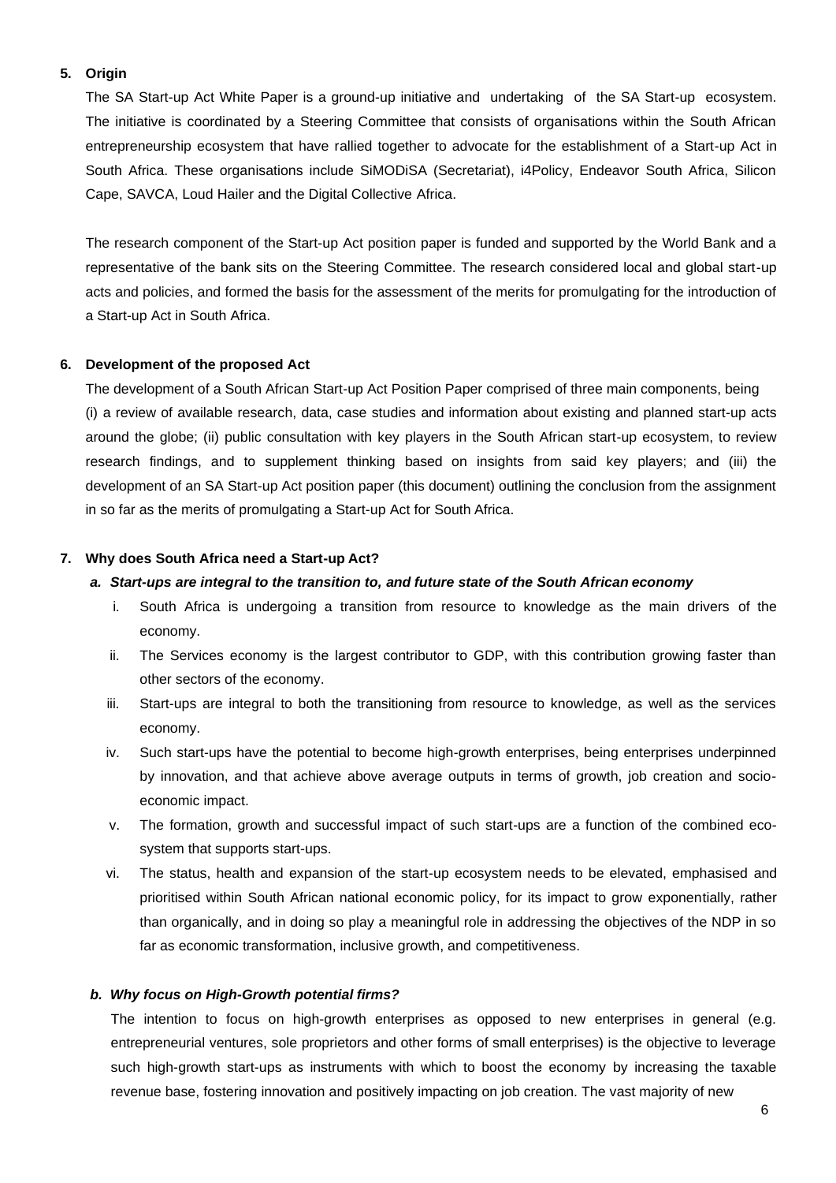## 5. Origin

The SA Start-up Act White Paper is a ground-up initiative and undertaking of the SA Start-up ecosystem. The initiative is coordinated by a Steering Committee that consists of organisations within the South African entrepreneurship ecosystem that have rallied together to advocate for the establishment of a Start-up Act in South Africa. These organisations include SiMODiSA (Secretariat), i4Policy, Endeavor South Africa, Silicon Cape, SAVCA, Loud Hailer and the Digital Collective Africa.

The research component of the Start-up Act position paper is funded and supported by the World Bank and a representative of the bank sits on the Steering Committee. The research considered local and global start-up acts and policies, and formed the basis for the assessment of the merits for promulgating for the introduction of a Start-up Act in South Africa.

## 6. Development of the proposed Act

The development of a South African Start-up Act Position Paper comprised of three main components, being (i) a review of available research, data, case studies and information about existing and planned start-up acts around the globe; (ii) public consultation with key players in the South African start-up ecosystem, to review research findings, and to supplement thinking based on insights from said key players; and (iii) the development of an SA Start-up Act position paper (this document) outlining the conclusion from the assignment in so far as the merits of promulgating a Start-up Act for South Africa.

## 7. Why does South Africa need a Start-up Act?

### *a. Start-ups are integral to the transition to, and future state of the South African economy*

i. South Africa is undergoing a transition from resource to knowledge as the main drivers of the economy.

ii. The Services economy is the largest contributor to GDP, with this contribution growing faster than other sectors of the economy.

iii. Start-ups are integral to both the transitioning from resource to knowledge, as well as the services economy.

iv. Such start-ups have the potential to become high-growth enterprises, being enterprises underpinned by innovation, and that achieve above average outputs in terms of growth, job creation and socio-economic impact.

v. The formation, growth and successful impact of such start-ups are a function of the combined eco-system that supports start-ups.

vi. The status, health and expansion of the start-up ecosystem needs to be elevated, emphasised and prioritised within South African national economic policy, for its impact to grow exponentially, rather than organically, and in doing so play a meaningful role in addressing the objectives of the NDP in so far as economic transformation, inclusive growth, and competitiveness.

### *b. Why focus on High-Growth potential firms?*

The intention to focus on high-growth enterprises as opposed to new enterprises in general (e.g. entrepreneurial ventures, sole proprietors and other forms of small enterprises) is the objective to leverage such high-growth start-ups as instruments with which to boost the economy by increasing the taxable revenue base, fostering innovation and positively impacting on job creation. The vast majority of new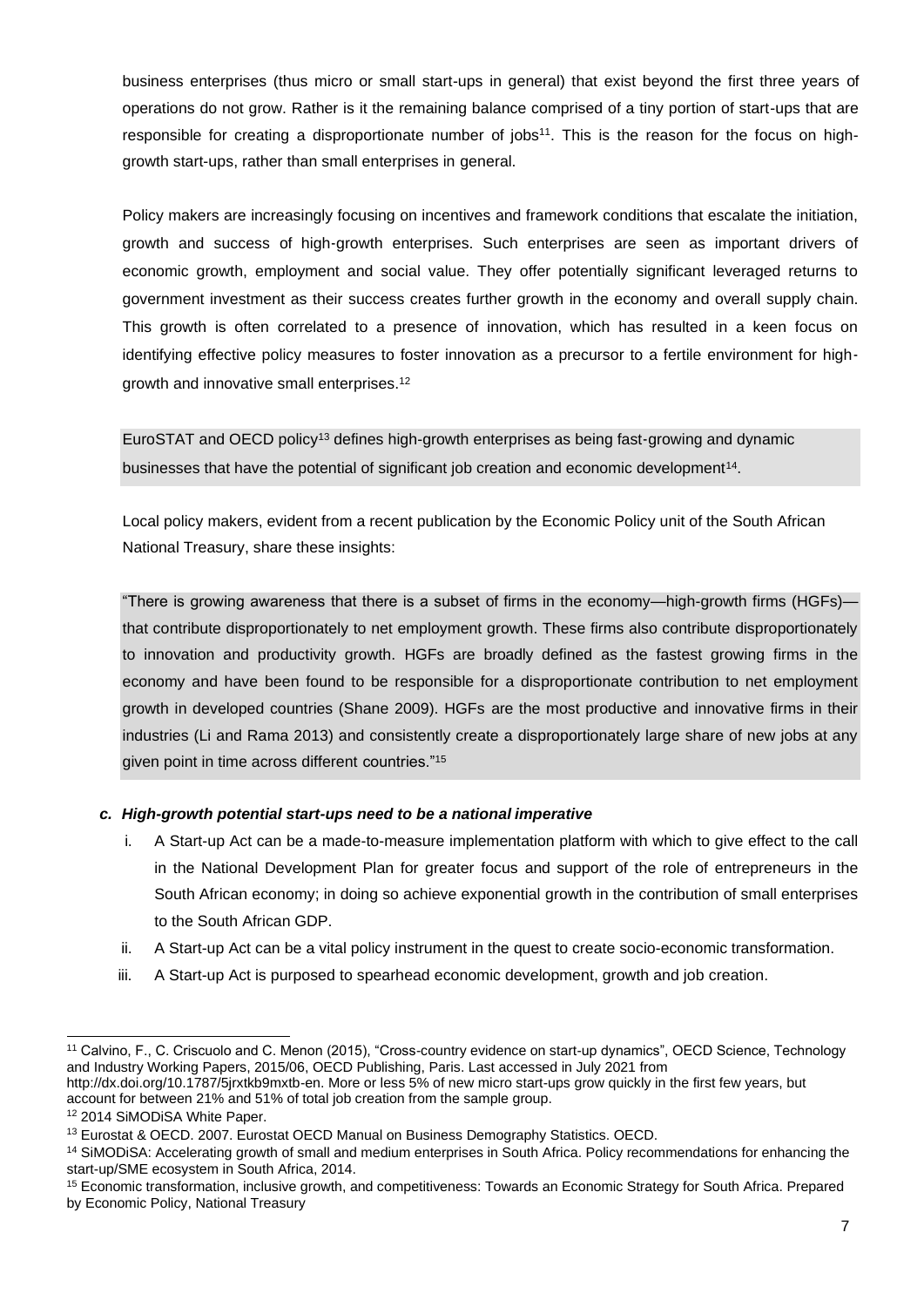business enterprises (thus micro or small start-ups in general) that exist beyond the first three years of operations do not grow. Rather is it the remaining balance comprised of a tiny portion of start-ups that are responsible for creating a disproportionate number of jobs[11]. This is the reason for the focus on high-growth start-ups, rather than small enterprises in general.

Policy makers are increasingly focusing on incentives and framework conditions that escalate the initiation, growth and success of high-growth enterprises. Such enterprises are seen as important drivers of economic growth, employment and social value. They offer potentially significant leveraged returns to government investment as their success creates further growth in the economy and overall supply chain. This growth is often correlated to a presence of innovation, which has resulted in a keen focus on identifying effective policy measures to foster innovation as a precursor to a fertile environment for high-growth and innovative small enterprises.[12]

EuroSTAT and OECD policy[13] defines high-growth enterprises as being fast-growing and dynamic businesses that have the potential of significant job creation and economic development[14].

Local policy makers, evident from a recent publication by the Economic Policy unit of the South African National Treasury, share these insights:

"There is growing awareness that there is a subset of firms in the economy—high-growth firms (HGFs)—that contribute disproportionately to net employment growth. These firms also contribute disproportionately to innovation and productivity growth. HGFs are broadly defined as the fastest growing firms in the economy and have been found to be responsible for a disproportionate contribution to net employment growth in developed countries (Shane 2009). HGFs are the most productive and innovative firms in their industries (Li and Rama 2013) and consistently create a disproportionately large share of new jobs at any given point in time across different countries."[15]

### *c. High-growth potential start-ups need to be a national imperative*

i. A Start-up Act can be a made-to-measure implementation platform with which to give effect to the call in the National Development Plan for greater focus and support of the role of entrepreneurs in the South African economy; in doing so achieve exponential growth in the contribution of small enterprises to the South African GDP.

ii. A Start-up Act can be a vital policy instrument in the quest to create socio-economic transformation.

iii. A Start-up Act is purposed to spearhead economic development, growth and job creation.

---

[11] Calvino, F., C. Criscuolo and C. Menon (2015), "Cross-country evidence on start-up dynamics", OECD Science, Technology and Industry Working Papers, 2015/06, OECD Publishing, Paris. Last accessed in July 2021 from http://dx.doi.org/10.1787/5jrxtkb9mxtb-en. More or less 5% of new micro start-ups grow quickly in the first few years, but account for between 21% and 51% of total job creation from the sample group.

[12] 2014 SiMODiSA White Paper.

[13] Eurostat & OECD. 2007. Eurostat OECD Manual on Business Demography Statistics. OECD.

[14] SiMODiSA: Accelerating growth of small and medium enterprises in South Africa. Policy recommendations for enhancing the start-up/SME ecosystem in South Africa, 2014.

[15] Economic transformation, inclusive growth, and competitiveness: Towards an Economic Strategy for South Africa. Prepared by Economic Policy, National Treasury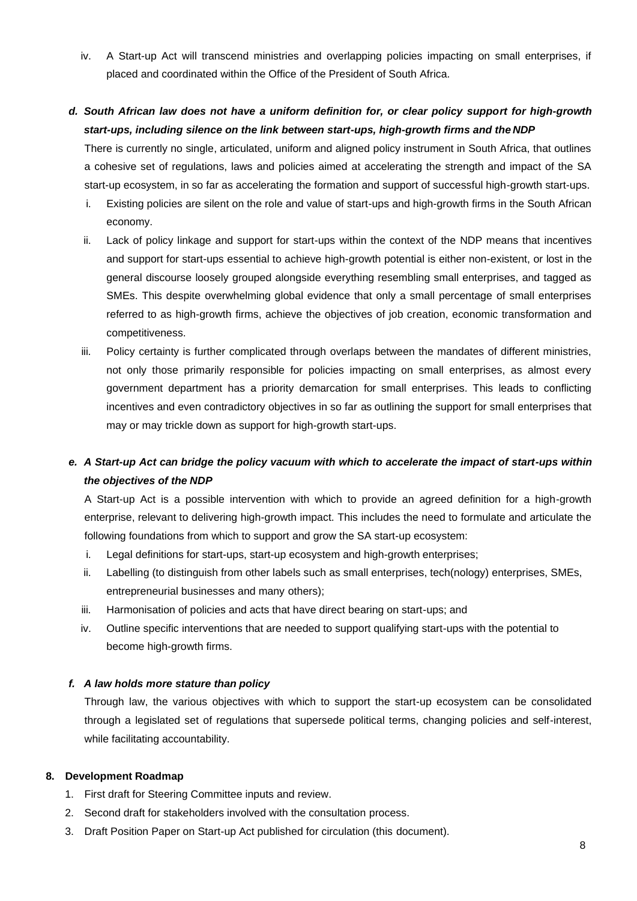iv. A Start-up Act will transcend ministries and overlapping policies impacting on small enterprises, if placed and coordinated within the Office of the President of South Africa.

***d. South African law does not have a uniform definition for, or clear policy support for high-growth start-ups, including silence on the link between start-ups, high-growth firms and the NDP***

There is currently no single, articulated, uniform and aligned policy instrument in South Africa, that outlines a cohesive set of regulations, laws and policies aimed at accelerating the strength and impact of the SA start-up ecosystem, in so far as accelerating the formation and support of successful high-growth start-ups.

i. Existing policies are silent on the role and value of start-ups and high-growth firms in the South African economy.

ii. Lack of policy linkage and support for start-ups within the context of the NDP means that incentives and support for start-ups essential to achieve high-growth potential is either non-existent, or lost in the general discourse loosely grouped alongside everything resembling small enterprises, and tagged as SMEs. This despite overwhelming global evidence that only a small percentage of small enterprises referred to as high-growth firms, achieve the objectives of job creation, economic transformation and competitiveness.

iii. Policy certainty is further complicated through overlaps between the mandates of different ministries, not only those primarily responsible for policies impacting on small enterprises, as almost every government department has a priority demarcation for small enterprises. This leads to conflicting incentives and even contradictory objectives in so far as outlining the support for small enterprises that may or may trickle down as support for high-growth start-ups.

***e. A Start-up Act can bridge the policy vacuum with which to accelerate the impact of start-ups within the objectives of the NDP***

A Start-up Act is a possible intervention with which to provide an agreed definition for a high-growth enterprise, relevant to delivering high-growth impact. This includes the need to formulate and articulate the following foundations from which to support and grow the SA start-up ecosystem:

i. Legal definitions for start-ups, start-up ecosystem and high-growth enterprises;

ii. Labelling (to distinguish from other labels such as small enterprises, tech(nology) enterprises, SMEs, entrepreneurial businesses and many others);

iii. Harmonisation of policies and acts that have direct bearing on start-ups; and

iv. Outline specific interventions that are needed to support qualifying start-ups with the potential to become high-growth firms.

***f. A law holds more stature than policy***

Through law, the various objectives with which to support the start-up ecosystem can be consolidated through a legislated set of regulations that supersede political terms, changing policies and self-interest, while facilitating accountability.

**8. Development Roadmap**

1. First draft for Steering Committee inputs and review.
2. Second draft for stakeholders involved with the consultation process.
3. Draft Position Paper on Start-up Act published for circulation (this document).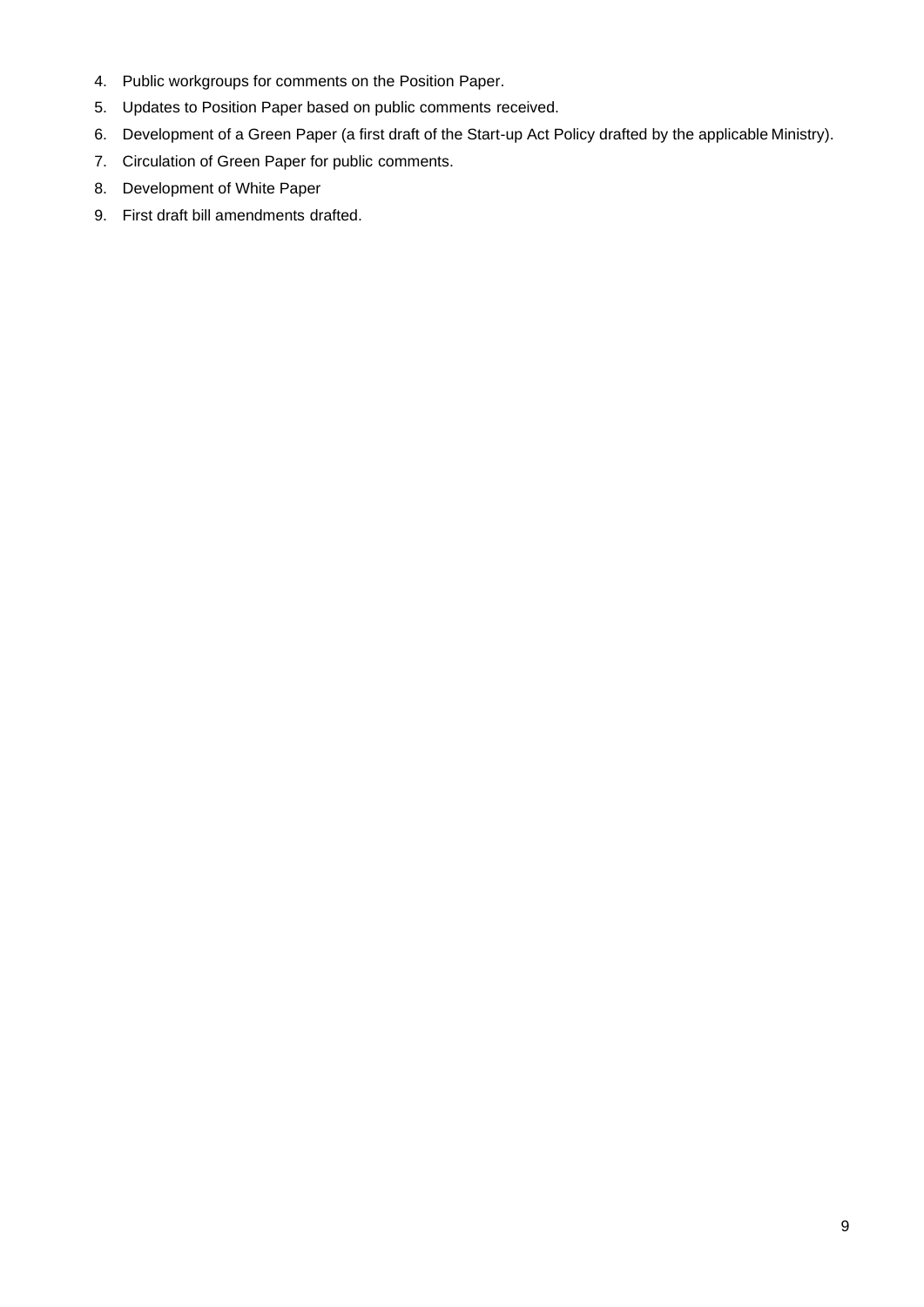4. Public workgroups for comments on the Position Paper.
5. Updates to Position Paper based on public comments received.
6. Development of a Green Paper (a first draft of the Start-up Act Policy drafted by the applicable Ministry).
7. Circulation of Green Paper for public comments.
8. Development of White Paper
9. First draft bill amendments drafted.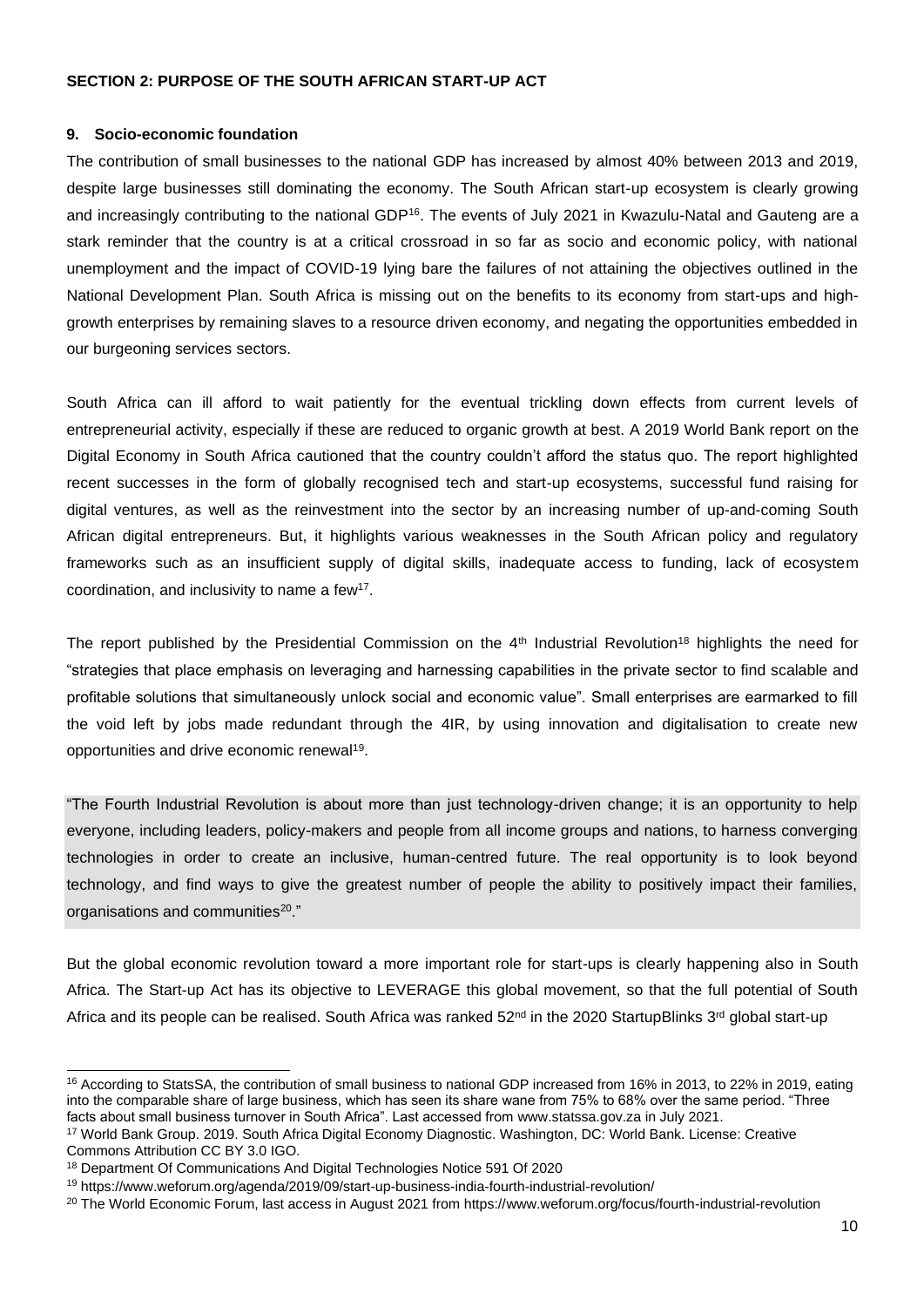## SECTION 2: PURPOSE OF THE SOUTH AFRICAN START-UP ACT

### 9. Socio-economic foundation

The contribution of small businesses to the national GDP has increased by almost 40% between 2013 and 2019, despite large businesses still dominating the economy. The South African start-up ecosystem is clearly growing and increasingly contributing to the national GDP[16]. The events of July 2021 in Kwazulu-Natal and Gauteng are a stark reminder that the country is at a critical crossroad in so far as socio and economic policy, with national unemployment and the impact of COVID-19 lying bare the failures of not attaining the objectives outlined in the National Development Plan. South Africa is missing out on the benefits to its economy from start-ups and high-growth enterprises by remaining slaves to a resource driven economy, and negating the opportunities embedded in our burgeoning services sectors.

South Africa can ill afford to wait patiently for the eventual trickling down effects from current levels of entrepreneurial activity, especially if these are reduced to organic growth at best. A 2019 World Bank report on the Digital Economy in South Africa cautioned that the country couldn't afford the status quo. The report highlighted recent successes in the form of globally recognised tech and start-up ecosystems, successful fund raising for digital ventures, as well as the reinvestment into the sector by an increasing number of up-and-coming South African digital entrepreneurs. But, it highlights various weaknesses in the South African policy and regulatory frameworks such as an insufficient supply of digital skills, inadequate access to funding, lack of ecosystem coordination, and inclusivity to name a few[17].

The report published by the Presidential Commission on the 4th Industrial Revolution[18] highlights the need for "strategies that place emphasis on leveraging and harnessing capabilities in the private sector to find scalable and profitable solutions that simultaneously unlock social and economic value". Small enterprises are earmarked to fill the void left by jobs made redundant through the 4IR, by using innovation and digitalisation to create new opportunities and drive economic renewal[19].

> "The Fourth Industrial Revolution is about more than just technology-driven change; it is an opportunity to help everyone, including leaders, policy-makers and people from all income groups and nations, to harness converging technologies in order to create an inclusive, human-centred future. The real opportunity is to look beyond technology, and find ways to give the greatest number of people the ability to positively impact their families, organisations and communities[20]."

But the global economic revolution toward a more important role for start-ups is clearly happening also in South Africa. The Start-up Act has its objective to LEVERAGE this global movement, so that the full potential of South Africa and its people can be realised. South Africa was ranked 52nd in the 2020 StartupBlinks 3rd global start-up

---

[16] According to StatsSA, the contribution of small business to national GDP increased from 16% in 2013, to 22% in 2019, eating into the comparable share of large business, which has seen its share wane from 75% to 68% over the same period. "Three facts about small business turnover in South Africa". Last accessed from www.statssa.gov.za in July 2021.

[17] World Bank Group. 2019. South Africa Digital Economy Diagnostic. Washington, DC: World Bank. License: Creative Commons Attribution CC BY 3.0 IGO.

[18] Department Of Communications And Digital Technologies Notice 591 Of 2020

[19] https://www.weforum.org/agenda/2019/09/start-up-business-india-fourth-industrial-revolution/

[20] The World Economic Forum, last access in August 2021 from https://www.weforum.org/focus/fourth-industrial-revolution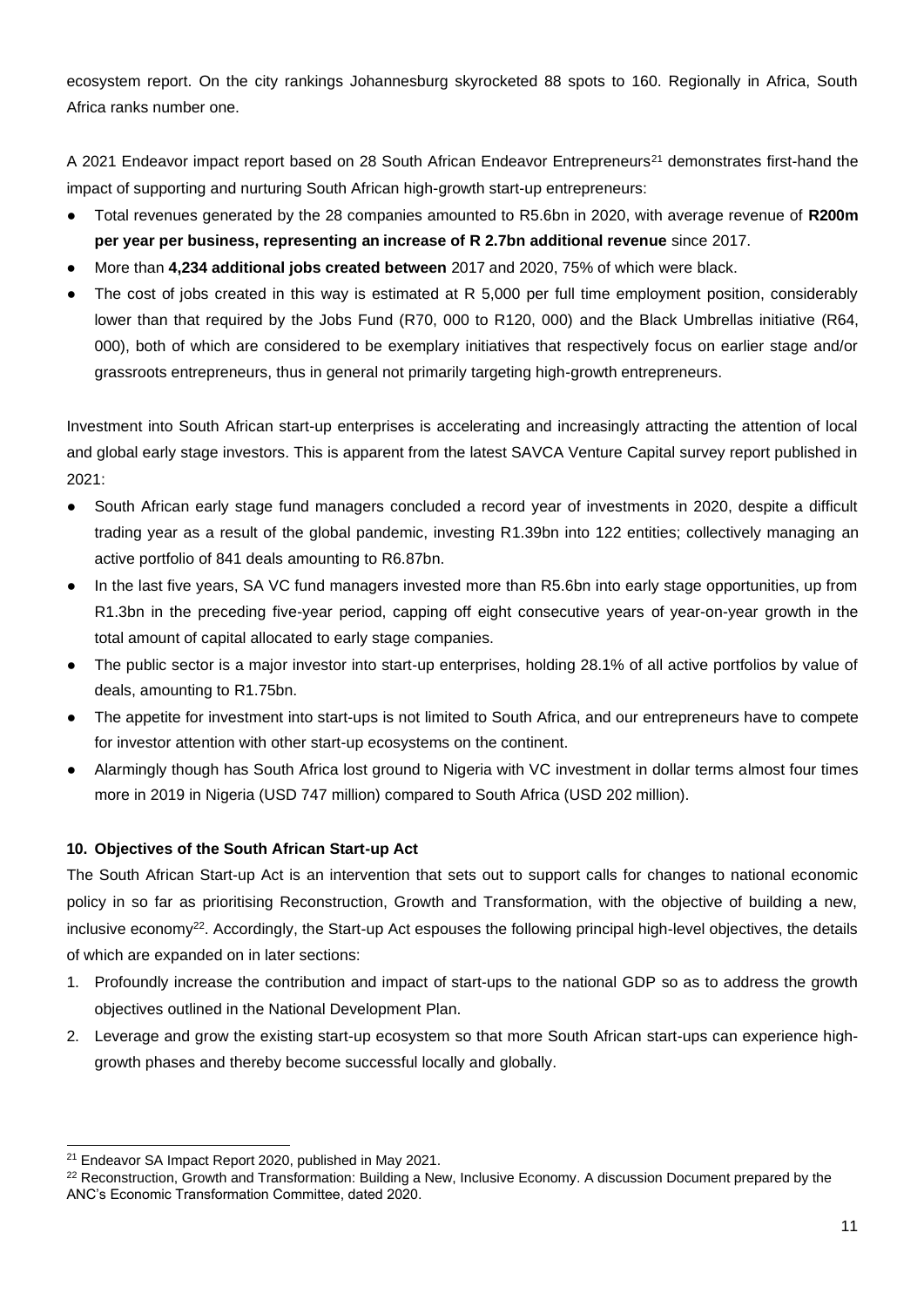ecosystem report. On the city rankings Johannesburg skyrocketed 88 spots to 160. Regionally in Africa, South Africa ranks number one.

A 2021 Endeavor impact report based on 28 South African Endeavor Entrepreneurs[21] demonstrates first-hand the impact of supporting and nurturing South African high-growth start-up entrepreneurs:

- Total revenues generated by the 28 companies amounted to R5.6bn in 2020, with average revenue of **R200m per year per business, representing an increase of R 2.7bn additional revenue** since 2017.
- More than **4,234 additional jobs created between** 2017 and 2020, 75% of which were black.
- The cost of jobs created in this way is estimated at R 5,000 per full time employment position, considerably lower than that required by the Jobs Fund (R70, 000 to R120, 000) and the Black Umbrellas initiative (R64, 000), both of which are considered to be exemplary initiatives that respectively focus on earlier stage and/or grassroots entrepreneurs, thus in general not primarily targeting high-growth entrepreneurs.

Investment into South African start-up enterprises is accelerating and increasingly attracting the attention of local and global early stage investors. This is apparent from the latest SAVCA Venture Capital survey report published in 2021:

- South African early stage fund managers concluded a record year of investments in 2020, despite a difficult trading year as a result of the global pandemic, investing R1.39bn into 122 entities; collectively managing an active portfolio of 841 deals amounting to R6.87bn.
- In the last five years, SA VC fund managers invested more than R5.6bn into early stage opportunities, up from R1.3bn in the preceding five-year period, capping off eight consecutive years of year-on-year growth in the total amount of capital allocated to early stage companies.
- The public sector is a major investor into start-up enterprises, holding 28.1% of all active portfolios by value of deals, amounting to R1.75bn.
- The appetite for investment into start-ups is not limited to South Africa, and our entrepreneurs have to compete for investor attention with other start-up ecosystems on the continent.
- Alarmingly though has South Africa lost ground to Nigeria with VC investment in dollar terms almost four times more in 2019 in Nigeria (USD 747 million) compared to South Africa (USD 202 million).

### 10. Objectives of the South African Start-up Act

The South African Start-up Act is an intervention that sets out to support calls for changes to national economic policy in so far as prioritising Reconstruction, Growth and Transformation, with the objective of building a new, inclusive economy[22]. Accordingly, the Start-up Act espouses the following principal high-level objectives, the details of which are expanded on in later sections:

1. Profoundly increase the contribution and impact of start-ups to the national GDP so as to address the growth objectives outlined in the National Development Plan.
2. Leverage and grow the existing start-up ecosystem so that more South African start-ups can experience high-growth phases and thereby become successful locally and globally.

---

[21] Endeavor SA Impact Report 2020, published in May 2021.

[22] Reconstruction, Growth and Transformation: Building a New, Inclusive Economy. A discussion Document prepared by the ANC's Economic Transformation Committee, dated 2020.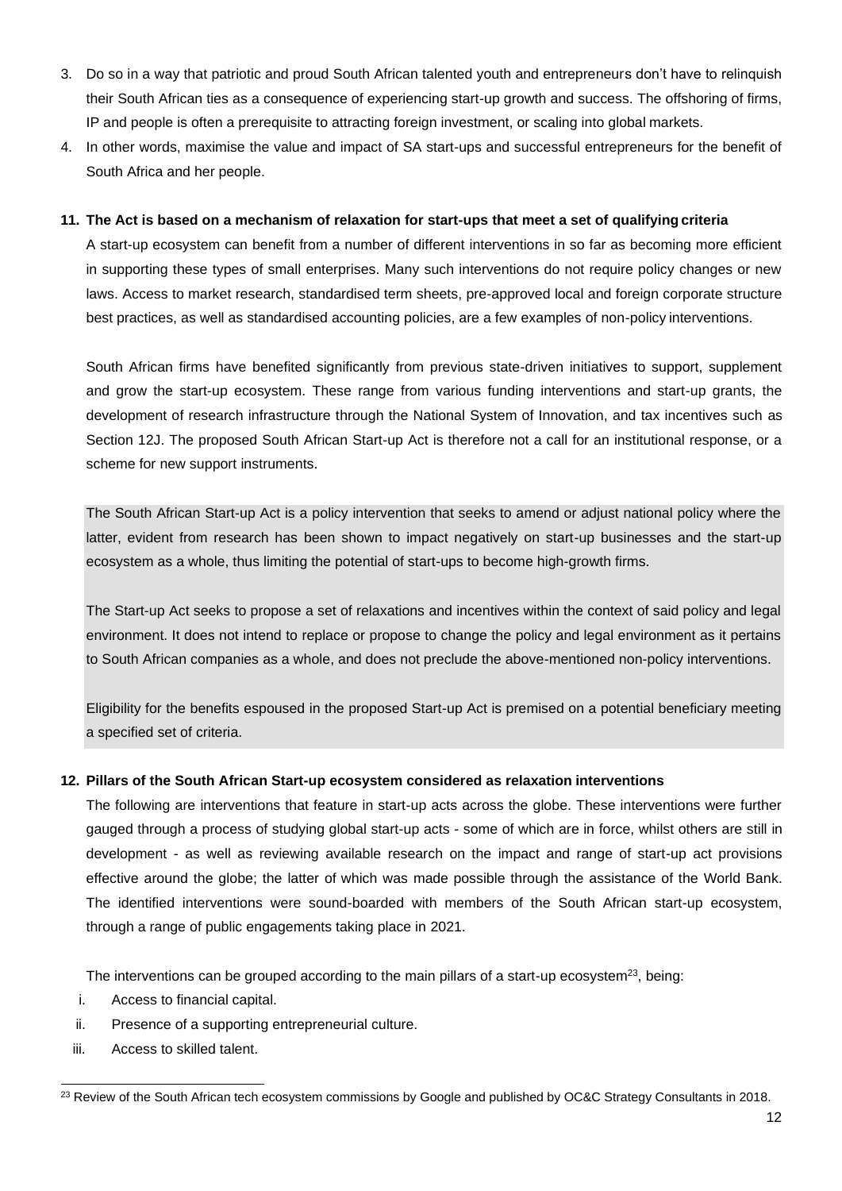3. Do so in a way that patriotic and proud South African talented youth and entrepreneurs don't have to relinquish their South African ties as a consequence of experiencing start-up growth and success. The offshoring of firms, IP and people is often a prerequisite to attracting foreign investment, or scaling into global markets.
4. In other words, maximise the value and impact of SA start-ups and successful entrepreneurs for the benefit of South Africa and her people.

**11. The Act is based on a mechanism of relaxation for start-ups that meet a set of qualifying criteria**

A start-up ecosystem can benefit from a number of different interventions in so far as becoming more efficient in supporting these types of small enterprises. Many such interventions do not require policy changes or new laws. Access to market research, standardised term sheets, pre-approved local and foreign corporate structure best practices, as well as standardised accounting policies, are a few examples of non-policy interventions.

South African firms have benefited significantly from previous state-driven initiatives to support, supplement and grow the start-up ecosystem. These range from various funding interventions and start-up grants, the development of research infrastructure through the National System of Innovation, and tax incentives such as Section 12J. The proposed South African Start-up Act is therefore not a call for an institutional response, or a scheme for new support instruments.

The South African Start-up Act is a policy intervention that seeks to amend or adjust national policy where the latter, evident from research has been shown to impact negatively on start-up businesses and the start-up ecosystem as a whole, thus limiting the potential of start-ups to become high-growth firms.

The Start-up Act seeks to propose a set of relaxations and incentives within the context of said policy and legal environment. It does not intend to replace or propose to change the policy and legal environment as it pertains to South African companies as a whole, and does not preclude the above-mentioned non-policy interventions.

Eligibility for the benefits espoused in the proposed Start-up Act is premised on a potential beneficiary meeting a specified set of criteria.

**12. Pillars of the South African Start-up ecosystem considered as relaxation interventions**

The following are interventions that feature in start-up acts across the globe. These interventions were further gauged through a process of studying global start-up acts - some of which are in force, whilst others are still in development - as well as reviewing available research on the impact and range of start-up act provisions effective around the globe; the latter of which was made possible through the assistance of the World Bank. The identified interventions were sound-boarded with members of the South African start-up ecosystem, through a range of public engagements taking place in 2021.

The interventions can be grouped according to the main pillars of a start-up ecosystem[23], being:

i. Access to financial capital.
ii. Presence of a supporting entrepreneurial culture.
iii. Access to skilled talent.

[23] Review of the South African tech ecosystem commissions by Google and published by OC&C Strategy Consultants in 2018.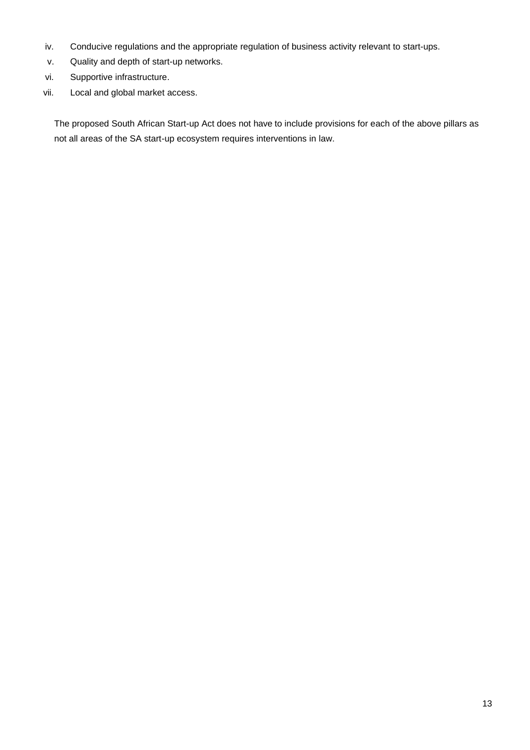iv. Conducive regulations and the appropriate regulation of business activity relevant to start-ups.
v. Quality and depth of start-up networks.
vi. Supportive infrastructure.
vii. Local and global market access.

The proposed South African Start-up Act does not have to include provisions for each of the above pillars as not all areas of the SA start-up ecosystem requires interventions in law.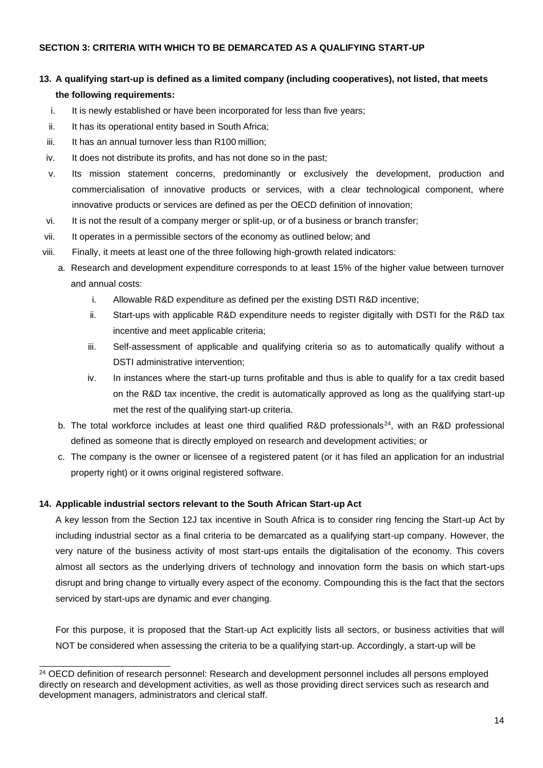**SECTION 3: CRITERIA WITH WHICH TO BE DEMARCATED AS A QUALIFYING START-UP**

**13. A qualifying start-up is defined as a limited company (including cooperatives), not listed, that meets the following requirements:**

i. It is newly established or have been incorporated for less than five years;

ii. It has its operational entity based in South Africa;

iii. It has an annual turnover less than R100 million;

iv. It does not distribute its profits, and has not done so in the past;

v. Its mission statement concerns, predominantly or exclusively the development, production and commercialisation of innovative products or services, with a clear technological component, where innovative products or services are defined as per the OECD definition of innovation;

vi. It is not the result of a company merger or split-up, or of a business or branch transfer;

vii. It operates in a permissible sectors of the economy as outlined below; and

viii. Finally, it meets at least one of the three following high-growth related indicators:

   a. Research and development expenditure corresponds to at least 15% of the higher value between turnover and annual costs:

      i. Allowable R&D expenditure as defined per the existing DSTI R&D incentive;

      ii. Start-ups with applicable R&D expenditure needs to register digitally with DSTI for the R&D tax incentive and meet applicable criteria;

      iii. Self-assessment of applicable and qualifying criteria so as to automatically qualify without a DSTI administrative intervention;

      iv. In instances where the start-up turns profitable and thus is able to qualify for a tax credit based on the R&D tax incentive, the credit is automatically approved as long as the qualifying start-up met the rest of the qualifying start-up criteria.

   b. The total workforce includes at least one third qualified R&D professionals[24], with an R&D professional defined as someone that is directly employed on research and development activities; or

   c. The company is the owner or licensee of a registered patent (or it has filed an application for an industrial property right) or it owns original registered software.

**14. Applicable industrial sectors relevant to the South African Start-up Act**

A key lesson from the Section 12J tax incentive in South Africa is to consider ring fencing the Start-up Act by including industrial sector as a final criteria to be demarcated as a qualifying start-up company. However, the very nature of the business activity of most start-ups entails the digitalisation of the economy. This covers almost all sectors as the underlying drivers of technology and innovation form the basis on which start-ups disrupt and bring change to virtually every aspect of the economy. Compounding this is the fact that the sectors serviced by start-ups are dynamic and ever changing.

For this purpose, it is proposed that the Start-up Act explicitly lists all sectors, or business activities that will NOT be considered when assessing the criteria to be a qualifying start-up. Accordingly, a start-up will be

---

[24] OECD definition of research personnel: Research and development personnel includes all persons employed directly on research and development activities, as well as those providing direct services such as research and development managers, administrators and clerical staff.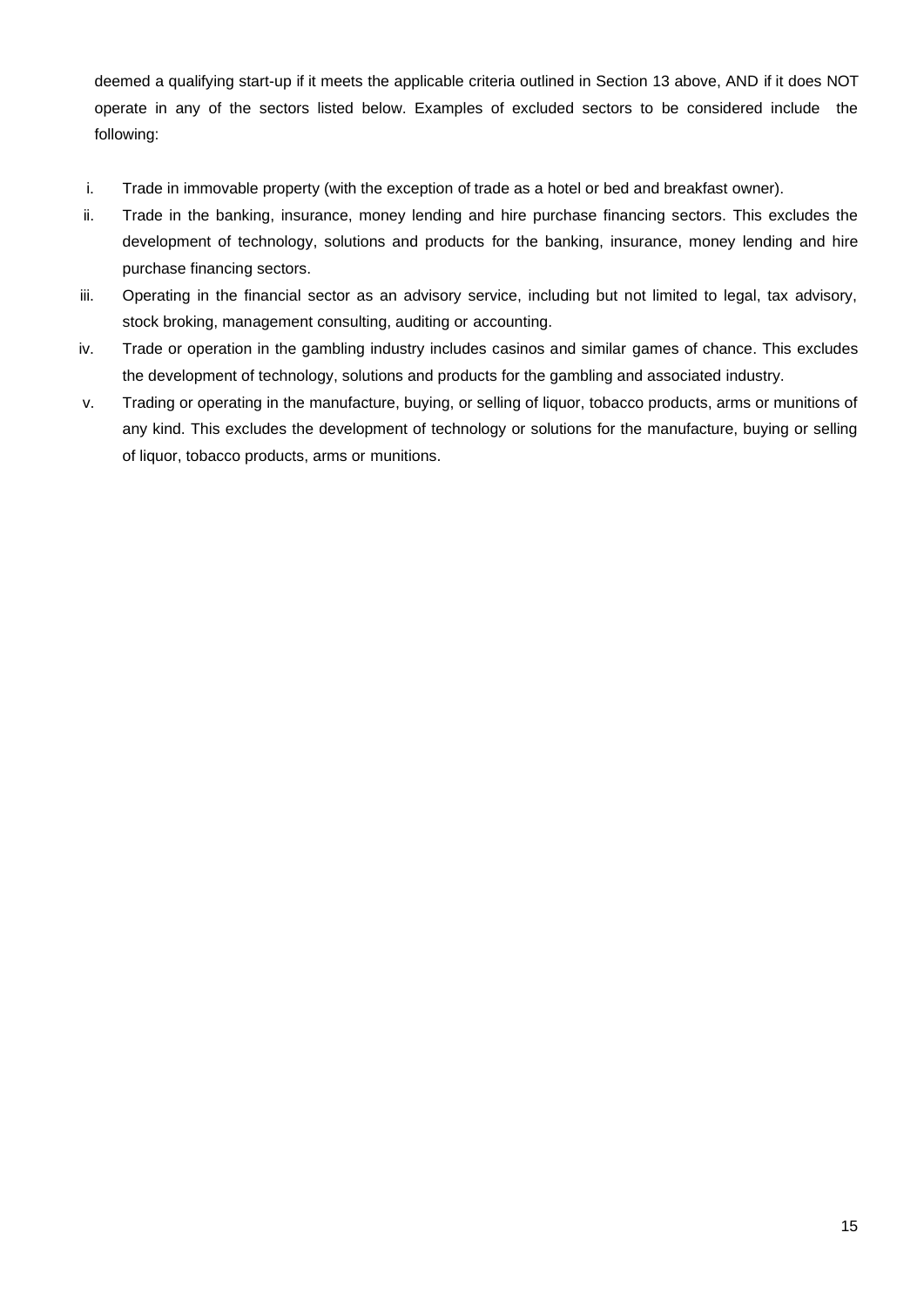deemed a qualifying start-up if it meets the applicable criteria outlined in Section 13 above, AND if it does NOT operate in any of the sectors listed below. Examples of excluded sectors to be considered include the following:

i. Trade in immovable property (with the exception of trade as a hotel or bed and breakfast owner).

ii. Trade in the banking, insurance, money lending and hire purchase financing sectors. This excludes the development of technology, solutions and products for the banking, insurance, money lending and hire purchase financing sectors.

iii. Operating in the financial sector as an advisory service, including but not limited to legal, tax advisory, stock broking, management consulting, auditing or accounting.

iv. Trade or operation in the gambling industry includes casinos and similar games of chance. This excludes the development of technology, solutions and products for the gambling and associated industry.

v. Trading or operating in the manufacture, buying, or selling of liquor, tobacco products, arms or munitions of any kind. This excludes the development of technology or solutions for the manufacture, buying or selling of liquor, tobacco products, arms or munitions.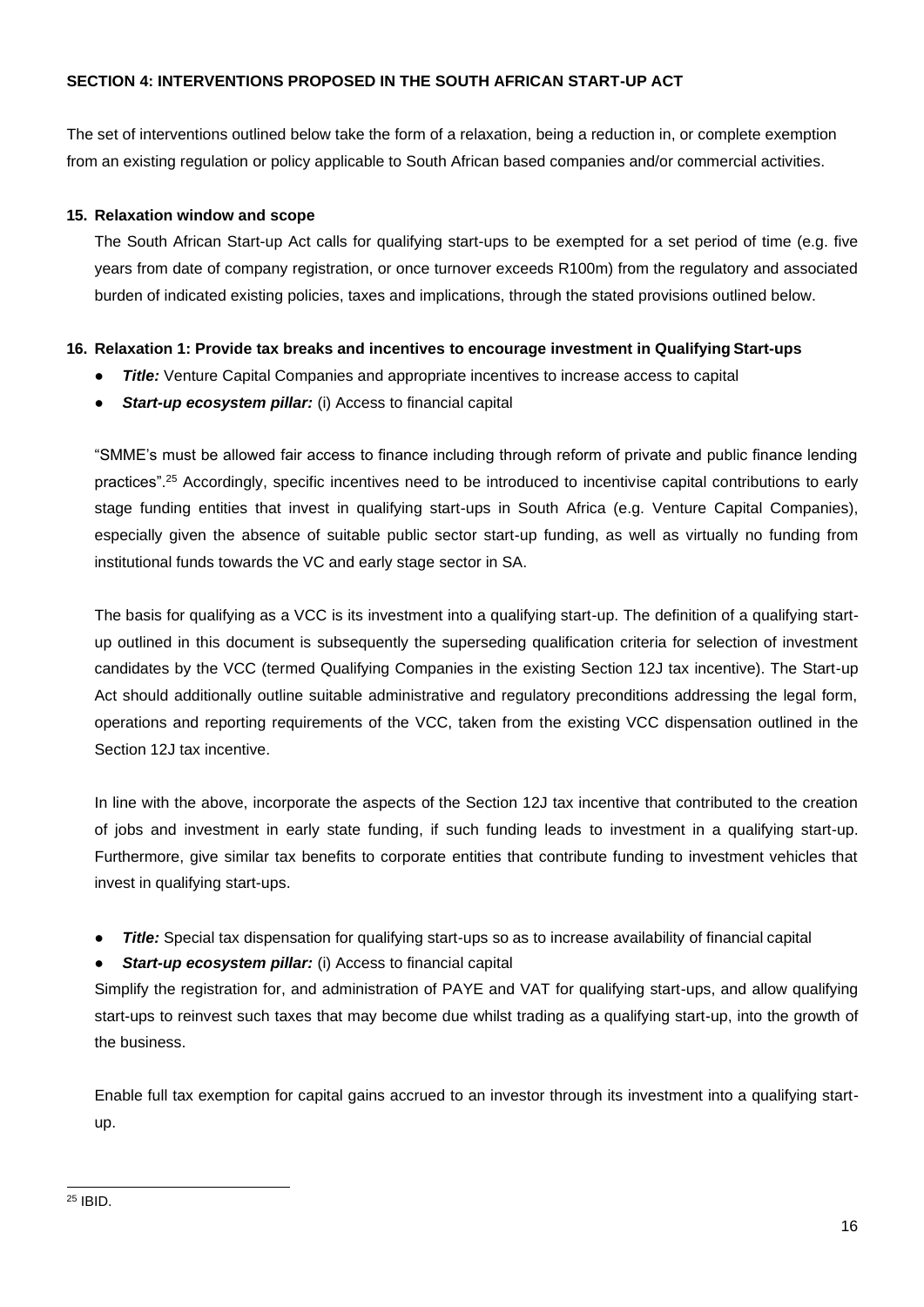## SECTION 4: INTERVENTIONS PROPOSED IN THE SOUTH AFRICAN START-UP ACT

The set of interventions outlined below take the form of a relaxation, being a reduction in, or complete exemption from an existing regulation or policy applicable to South African based companies and/or commercial activities.

### 15. Relaxation window and scope

The South African Start-up Act calls for qualifying start-ups to be exempted for a set period of time (e.g. five years from date of company registration, or once turnover exceeds R100m) from the regulatory and associated burden of indicated existing policies, taxes and implications, through the stated provisions outlined below.

### 16. Relaxation 1: Provide tax breaks and incentives to encourage investment in Qualifying Start-ups

- ***Title:*** Venture Capital Companies and appropriate incentives to increase access to capital
- ***Start-up ecosystem pillar:*** (i) Access to financial capital

"SMME's must be allowed fair access to finance including through reform of private and public finance lending practices".[25] Accordingly, specific incentives need to be introduced to incentivise capital contributions to early stage funding entities that invest in qualifying start-ups in South Africa (e.g. Venture Capital Companies), especially given the absence of suitable public sector start-up funding, as well as virtually no funding from institutional funds towards the VC and early stage sector in SA.

The basis for qualifying as a VCC is its investment into a qualifying start-up. The definition of a qualifying start-up outlined in this document is subsequently the superseding qualification criteria for selection of investment candidates by the VCC (termed Qualifying Companies in the existing Section 12J tax incentive). The Start-up Act should additionally outline suitable administrative and regulatory preconditions addressing the legal form, operations and reporting requirements of the VCC, taken from the existing VCC dispensation outlined in the Section 12J tax incentive.

In line with the above, incorporate the aspects of the Section 12J tax incentive that contributed to the creation of jobs and investment in early state funding, if such funding leads to investment in a qualifying start-up. Furthermore, give similar tax benefits to corporate entities that contribute funding to investment vehicles that invest in qualifying start-ups.

- ***Title:*** Special tax dispensation for qualifying start-ups so as to increase availability of financial capital
- ***Start-up ecosystem pillar:*** (i) Access to financial capital

Simplify the registration for, and administration of PAYE and VAT for qualifying start-ups, and allow qualifying start-ups to reinvest such taxes that may become due whilst trading as a qualifying start-up, into the growth of the business.

Enable full tax exemption for capital gains accrued to an investor through its investment into a qualifying start-up.

---

[25] IBID.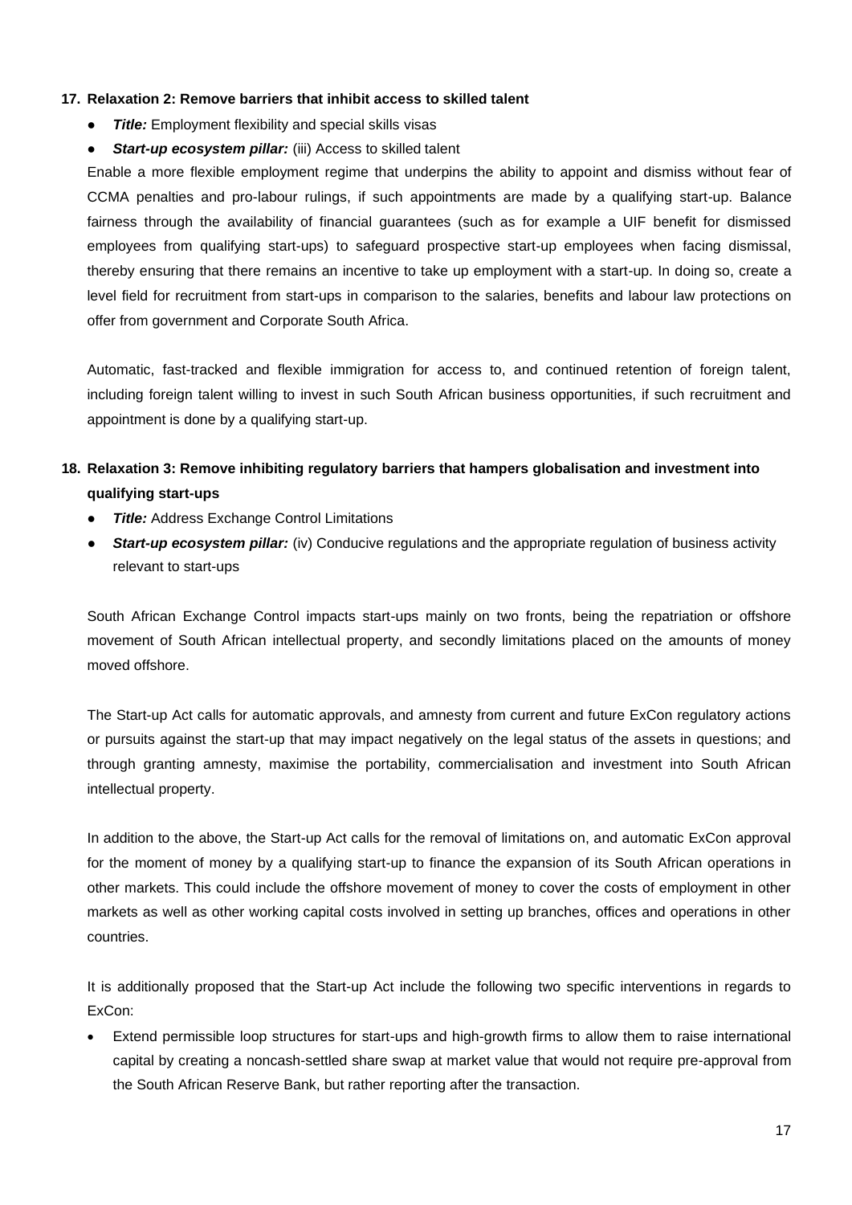**17. Relaxation 2: Remove barriers that inhibit access to skilled talent**

- ***Title:*** Employment flexibility and special skills visas
- ***Start-up ecosystem pillar:*** (iii) Access to skilled talent

Enable a more flexible employment regime that underpins the ability to appoint and dismiss without fear of CCMA penalties and pro-labour rulings, if such appointments are made by a qualifying start-up. Balance fairness through the availability of financial guarantees (such as for example a UIF benefit for dismissed employees from qualifying start-ups) to safeguard prospective start-up employees when facing dismissal, thereby ensuring that there remains an incentive to take up employment with a start-up. In doing so, create a level field for recruitment from start-ups in comparison to the salaries, benefits and labour law protections on offer from government and Corporate South Africa.

Automatic, fast-tracked and flexible immigration for access to, and continued retention of foreign talent, including foreign talent willing to invest in such South African business opportunities, if such recruitment and appointment is done by a qualifying start-up.

**18. Relaxation 3: Remove inhibiting regulatory barriers that hampers globalisation and investment into qualifying start-ups**

- ***Title:*** Address Exchange Control Limitations
- ***Start-up ecosystem pillar:*** (iv) Conducive regulations and the appropriate regulation of business activity relevant to start-ups

South African Exchange Control impacts start-ups mainly on two fronts, being the repatriation or offshore movement of South African intellectual property, and secondly limitations placed on the amounts of money moved offshore.

The Start-up Act calls for automatic approvals, and amnesty from current and future ExCon regulatory actions or pursuits against the start-up that may impact negatively on the legal status of the assets in questions; and through granting amnesty, maximise the portability, commercialisation and investment into South African intellectual property.

In addition to the above, the Start-up Act calls for the removal of limitations on, and automatic ExCon approval for the moment of money by a qualifying start-up to finance the expansion of its South African operations in other markets. This could include the offshore movement of money to cover the costs of employment in other markets as well as other working capital costs involved in setting up branches, offices and operations in other countries.

It is additionally proposed that the Start-up Act include the following two specific interventions in regards to ExCon:

- Extend permissible loop structures for start-ups and high-growth firms to allow them to raise international capital by creating a noncash-settled share swap at market value that would not require pre-approval from the South African Reserve Bank, but rather reporting after the transaction.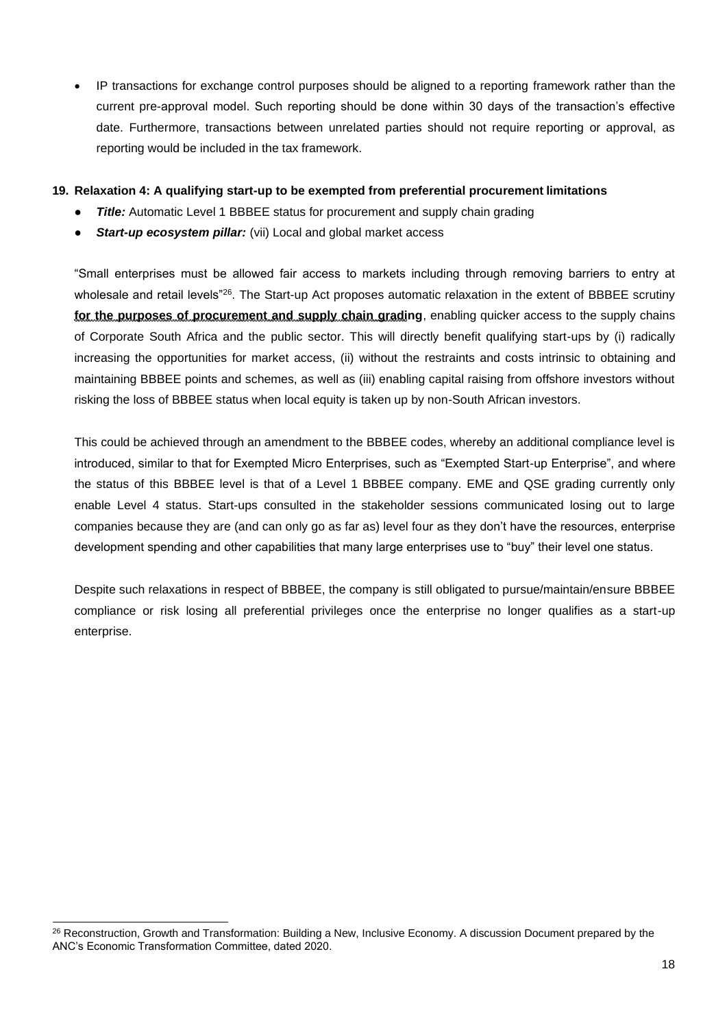- IP transactions for exchange control purposes should be aligned to a reporting framework rather than the current pre-approval model. Such reporting should be done within 30 days of the transaction's effective date. Furthermore, transactions between unrelated parties should not require reporting or approval, as reporting would be included in the tax framework.

## 19. Relaxation 4: A qualifying start-up to be exempted from preferential procurement limitations

- ***Title:*** Automatic Level 1 BBBEE status for procurement and supply chain grading
- ***Start-up ecosystem pillar:*** (vii) Local and global market access

"Small enterprises must be allowed fair access to markets including through removing barriers to entry at wholesale and retail levels"[26]. The Start-up Act proposes automatic relaxation in the extent of BBBEE scrutiny **for the purposes of procurement and supply chain grading**, enabling quicker access to the supply chains of Corporate South Africa and the public sector. This will directly benefit qualifying start-ups by (i) radically increasing the opportunities for market access, (ii) without the restraints and costs intrinsic to obtaining and maintaining BBBEE points and schemes, as well as (iii) enabling capital raising from offshore investors without risking the loss of BBBEE status when local equity is taken up by non-South African investors.

This could be achieved through an amendment to the BBBEE codes, whereby an additional compliance level is introduced, similar to that for Exempted Micro Enterprises, such as "Exempted Start-up Enterprise", and where the status of this BBBEE level is that of a Level 1 BBBEE company. EME and QSE grading currently only enable Level 4 status. Start-ups consulted in the stakeholder sessions communicated losing out to large companies because they are (and can only go as far as) level four as they don't have the resources, enterprise development spending and other capabilities that many large enterprises use to "buy" their level one status.

Despite such relaxations in respect of BBBEE, the company is still obligated to pursue/maintain/ensure BBBEE compliance or risk losing all preferential privileges once the enterprise no longer qualifies as a start-up enterprise.

---

[26] Reconstruction, Growth and Transformation: Building a New, Inclusive Economy. A discussion Document prepared by the ANC's Economic Transformation Committee, dated 2020.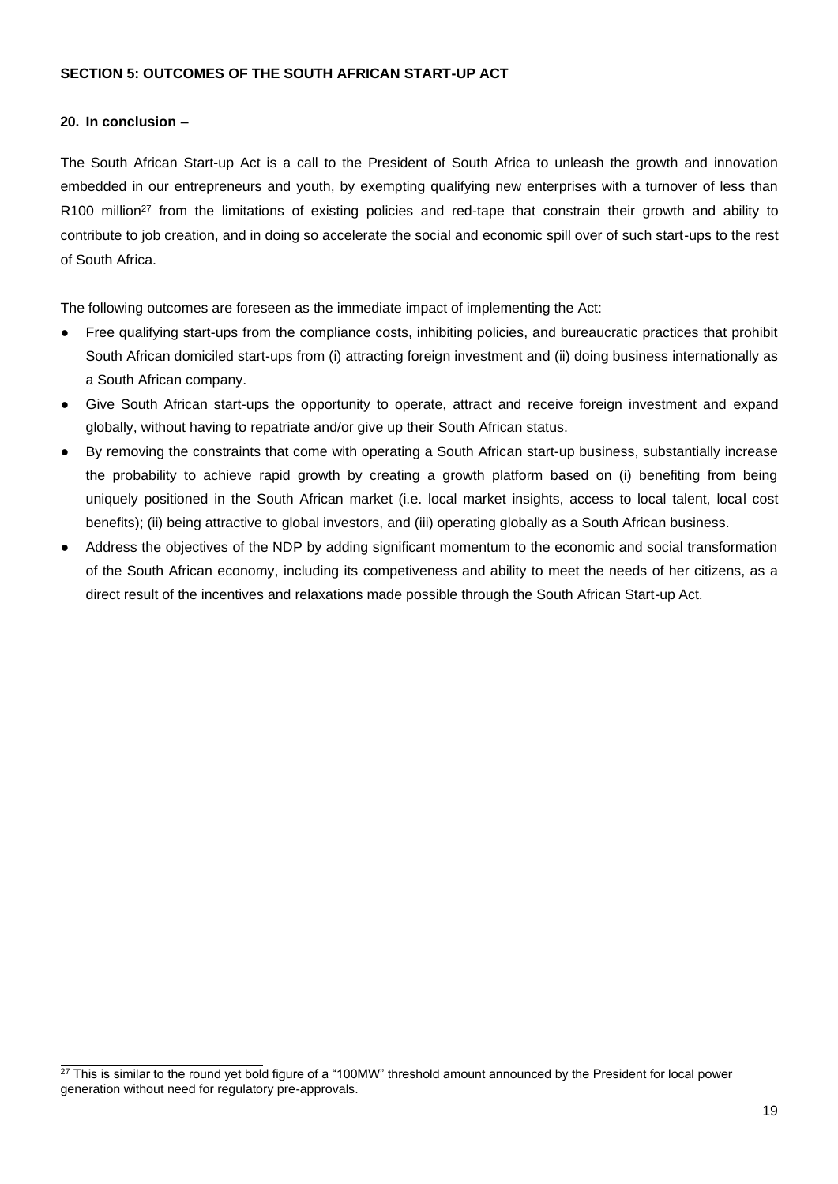**SECTION 5: OUTCOMES OF THE SOUTH AFRICAN START-UP ACT**

**20. In conclusion –**

The South African Start-up Act is a call to the President of South Africa to unleash the growth and innovation embedded in our entrepreneurs and youth, by exempting qualifying new enterprises with a turnover of less than R100 million[27] from the limitations of existing policies and red-tape that constrain their growth and ability to contribute to job creation, and in doing so accelerate the social and economic spill over of such start-ups to the rest of South Africa.

The following outcomes are foreseen as the immediate impact of implementing the Act:

- Free qualifying start-ups from the compliance costs, inhibiting policies, and bureaucratic practices that prohibit South African domiciled start-ups from (i) attracting foreign investment and (ii) doing business internationally as a South African company.
- Give South African start-ups the opportunity to operate, attract and receive foreign investment and expand globally, without having to repatriate and/or give up their South African status.
- By removing the constraints that come with operating a South African start-up business, substantially increase the probability to achieve rapid growth by creating a growth platform based on (i) benefiting from being uniquely positioned in the South African market (i.e. local market insights, access to local talent, local cost benefits); (ii) being attractive to global investors, and (iii) operating globally as a South African business.
- Address the objectives of the NDP by adding significant momentum to the economic and social transformation of the South African economy, including its competiveness and ability to meet the needs of her citizens, as a direct result of the incentives and relaxations made possible through the South African Start-up Act.

---

[27] This is similar to the round yet bold figure of a "100MW" threshold amount announced by the President for local power generation without need for regulatory pre-approvals.